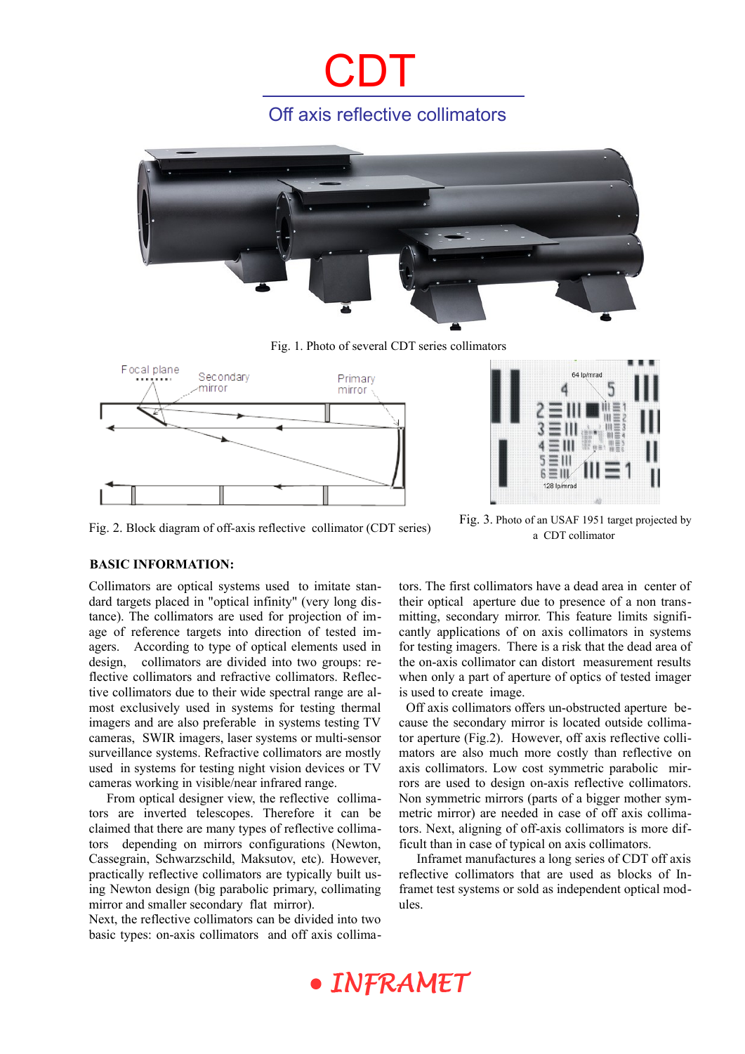# CDT

## Off axis reflective collimators

Fig. 1. Photo of several CDT series collimators

Fig. 2. Block diagram of off-axis reflective collimator (CDT series)

Fig. 3. Photo of an USAF 1951 target projected by a CDT collimator

**BASIC INFORMATION:**

Collimators are optical systems used to imitate standard targets placed in "optical infinity" (very long distance). The collimators are used for projection of image of reference targets into direction of tested imagers. According to type of optical elements used in design, collimators are divided into two groups: reflective collimators and refractive collimators. Reflective collimators due to their wide spectral range are almost exclusively used in systems for testing thermal imagers and are also preferable in systems testing TV cameras, SWIR imagers, laser systems or multi-sensor surveillance systems. Refractive collimators are mostly used in systems for testing night vision devices or TV cameras working in visible/near infrared range.

From optical designer view, the reflective collimators are inverted telescopes. Therefore it can be claimed that there are many types of reflective collimators depending on mirrors configurations (Newton, Cassegrain, Schwarzschild, Maksutov, etc). However, practically reflective collimators are typically built using Newton design (big parabolic primary, collimating mirror and smaller secondary flat mirror).

Next, the reflective collimators can be divided into two basic types: on-axis collimators and off axis collimators. The first collimators have a dead area in center of their optical aperture due to presence of a non transmitting, secondary mirror. This feature limits significantly applications of on axis collimators in systems for testing imagers. There is a risk that the dead area of the on-axis collimator can distort measurement results when only a part of aperture of optics of tested imager is used to create image.

Off axis collimators offers un-obstructed aperture because the secondary mirror is located outside collimator aperture (Fig.2). However, off axis reflective collimators are also much more costly than reflective on axis collimators. Low cost symmetric parabolic mirrors are used to design on-axis reflective collimators. Non symmetric mirrors (parts of a bigger mother symmetric mirror) are needed in case of off axis collimators. Next, aligning of off-axis collimators is more difficult than in case of typical on axis collimators.

Inframet manufactures a long series of CDT off axis reflective collimators that are used as blocks of Inframet test systems or sold as independent optical modules.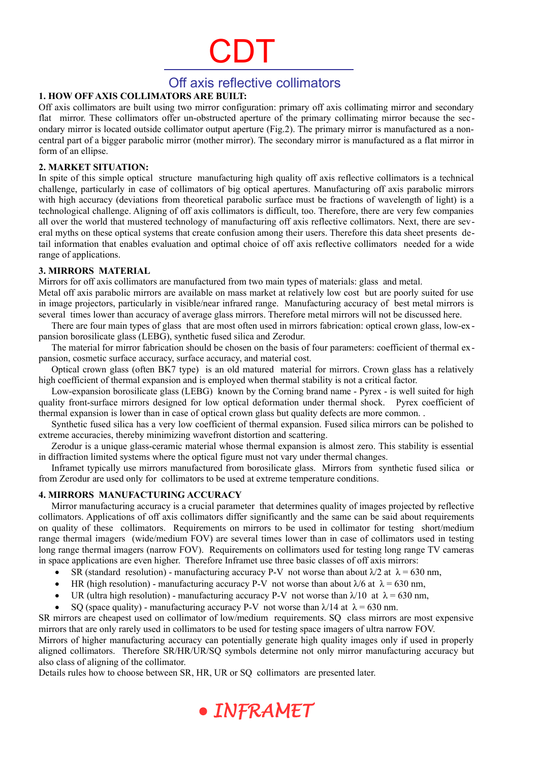# CDT

## Off axis reflective collimators

### 1. HOW OFF AXIS COLLIMATORS ARE BUILT:

Off axis collimators are built using two mirror configuration: primary off axis collimating mirror and secondary flat mirror. These collimators offer un-obstructed aperture of the primary collimating mirror because the secondary mirror is located outside collimator output aperture (Fig.2). The primary mirror is manufactured as a non-central part of a bigger parabolic mirror (mother mirror). The secondary mirror is manufactured as a flat mirror in form of an ellipse.

### 2. MARKET SITUATION:

In spite of this simple optical structure manufacturing high quality off axis reflective collimators is a technical challenge, particularly in case of collimators of big optical apertures. Manufacturing off axis parabolic mirrors with high accuracy (deviations from theoretical parabolic surface must be fractions of wavelength of light) is a technological challenge. Aligning of off axis collimators is difficult, too. Therefore, there are very few companies all over the world that mustered technology of manufacturing off axis reflective collimators. Next, there are several myths on these optical systems that create confusion among their users. Therefore this data sheet presents detail information that enables evaluation and optimal choice of off axis reflective collimators needed for a wide range of applications.

### 3. MIRRORS MATERIAL

Mirrors for off axis collimators are manufactured from two main types of materials: glass and metal.

Metal off axis parabolic mirrors are available on mass market at relatively low cost but are poorly suited for use in image projectors, particularly in visible/near infrared range. Manufacturing accuracy of best metal mirrors is several times lower than accuracy of average glass mirrors. Therefore metal mirrors will not be discussed here.

There are four main types of glass that are most often used in mirrors fabrication: optical crown glass, low-expansion borosilicate glass (LEBG), synthetic fused silica and Zerodur.

The material for mirror fabrication should be chosen on the basis of four parameters: coefficient of thermal expansion, cosmetic surface accuracy, surface accuracy, and material cost.

Optical crown glass (often BK7 type) is an old matured material for mirrors. Crown glass has a relatively high coefficient of thermal expansion and is employed when thermal stability is not a critical factor.

Low-expansion borosilicate glass (LEBG) known by the Corning brand name - Pyrex - is well suited for high quality front-surface mirrors designed for low optical deformation under thermal shock. Pyrex coefficient of thermal expansion is lower than in case of optical crown glass but quality defects are more common. .

Synthetic fused silica has a very low coefficient of thermal expansion. Fused silica mirrors can be polished to extreme accuracies, thereby minimizing wavefront distortion and scattering.

Zerodur is a unique glass-ceramic material whose thermal expansion is almost zero. This stability is essential in diffraction limited systems where the optical figure must not vary under thermal changes.

Inframet typically use mirrors manufactured from borosilicate glass. Mirrors from synthetic fused silica or from Zerodur are used only for collimators to be used at extreme temperature conditions.

### 4. MIRRORS MANUFACTURING ACCURACY

Mirror manufacturing accuracy is a crucial parameter that determines quality of images projected by reflective collimators. Applications of off axis collimators differ significantly and the same can be said about requirements on quality of these collimators. Requirements on mirrors to be used in collimator for testing short/medium range thermal imagers (wide/medium FOV) are several times lower than in case of collimators used in testing long range thermal imagers (narrow FOV). Requirements on collimators used for testing long range TV cameras in space applications are even higher. Therefore Inframet use three basic classes of off axis mirrors:

- SR (standard resolution) - manufacturing accuracy P-V not worse than about $\lambda/2$ at $\lambda = 630$ nm,
- HR (high resolution) - manufacturing accuracy P-V not worse than about $\lambda/6$ at $\lambda = 630$ nm,
- UR (ultra high resolution) - manufacturing accuracy P-V not worse than $\lambda/10$ at $\lambda = 630$ nm,
- SQ (space quality) - manufacturing accuracy P-V not worse than $\lambda/14$ at $\lambda = 630$ nm.

SR mirrors are cheapest used on collimator of low/medium requirements. SQ class mirrors are most expensive mirrors that are only rarely used in collimators to be used for testing space imagers of ultra narrow FOV.

Mirrors of higher manufacturing accuracy can potentially generate high quality images only if used in properly aligned collimators. Therefore SR/HR/UR/SQ symbols determine not only mirror manufacturing accuracy but also class of aligning of the collimator.

Details rules how to choose between SR, HR, UR or SQ collimators are presented later.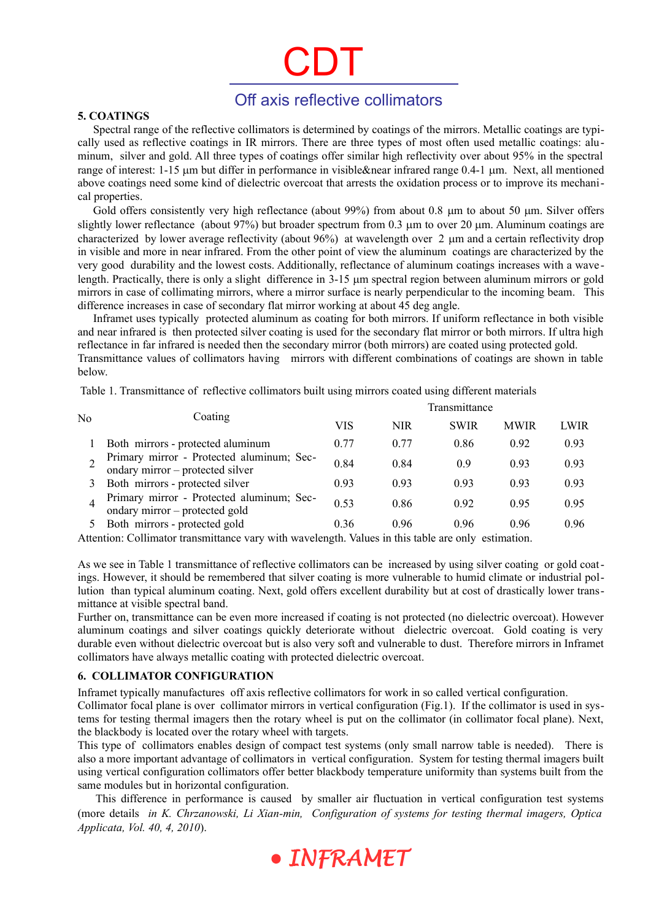## 5. COATINGS

Spectral range of the reflective collimators is determined by coatings of the mirrors. Metallic coatings are typically used as reflective coatings in IR mirrors. There are three types of most often used metallic coatings: aluminum, silver and gold. All three types of coatings offer similar high reflectivity over about 95% in the spectral range of interest: 1-15 μm but differ in performance in visible&near infrared range 0.4-1 μm. Next, all mentioned above coatings need some kind of dielectric overcoat that arrests the oxidation process or to improve its mechanical properties.

Gold offers consistently very high reflectance (about 99%) from about 0.8 μm to about 50 μm. Silver offers slightly lower reflectance (about 97%) but broader spectrum from 0.3 μm to over 20 μm. Aluminum coatings are characterized by lower average reflectivity (about 96%) at wavelength over 2 μm and a certain reflectivity drop in visible and more in near infrared. From the other point of view the aluminum coatings are characterized by the very good durability and the lowest costs. Additionally, reflectance of aluminum coatings increases with a wavelength. Practically, there is only a slight difference in 3-15 μm spectral region between aluminum mirrors or gold mirrors in case of collimating mirrors, where a mirror surface is nearly perpendicular to the incoming beam. This difference increases in case of secondary flat mirror working at about 45 deg angle.

Inframet uses typically protected aluminum as coating for both mirrors. If uniform reflectance in both visible and near infrared is then protected silver coating is used for the secondary flat mirror or both mirrors. If ultra high reflectance in far infrared is needed then the secondary mirror (both mirrors) are coated using protected gold. Transmittance values of collimators having mirrors with different combinations of coatings are shown in table below.

Table 1. Transmittance of reflective collimators built using mirrors coated using different materials

| No | Coating | Transmittance | | | | |
|---|---|---|---|---|---|---|
| | | VIS | NIR | SWIR | MWIR | LWIR |
| 1 | Both mirrors - protected aluminum | 0.77 | 0.77 | 0.86 | 0.92 | 0.93 |
| 2 | Primary mirror - Protected aluminum; Secondary mirror – protected silver | 0.84 | 0.84 | 0.9 | 0.93 | 0.93 |
| 3 | Both mirrors - protected silver | 0.93 | 0.93 | 0.93 | 0.93 | 0.93 |
| 4 | Primary mirror - Protected aluminum; Secondary mirror – protected gold | 0.53 | 0.86 | 0.92 | 0.95 | 0.95 |
| 5 | Both mirrors - protected gold | 0.36 | 0.96 | 0.96 | 0.96 | 0.96 |

Attention: Collimator transmittance vary with wavelength. Values in this table are only estimation.

As we see in Table 1 transmittance of reflective collimators can be increased by using silver coating or gold coatings. However, it should be remembered that silver coating is more vulnerable to humid climate or industrial pollution than typical aluminum coating. Next, gold offers excellent durability but at cost of drastically lower transmittance at visible spectral band.

Further on, transmittance can be even more increased if coating is not protected (no dielectric overcoat). However aluminum coatings and silver coatings quickly deteriorate without dielectric overcoat. Gold coating is very durable even without dielectric overcoat but is also very soft and vulnerable to dust. Therefore mirrors in Inframet collimators have always metallic coating with protected dielectric overcoat.

## 6. COLLIMATOR CONFIGURATION

Inframet typically manufactures off axis reflective collimators for work in so called vertical configuration.

Collimator focal plane is over collimator mirrors in vertical configuration (Fig.1). If the collimator is used in systems for testing thermal imagers then the rotary wheel is put on the collimator (in collimator focal plane). Next, the blackbody is located over the rotary wheel with targets.

This type of collimators enables design of compact test systems (only small narrow table is needed). There is also a more important advantage of collimators in vertical configuration. System for testing thermal imagers built using vertical configuration collimators offer better blackbody temperature uniformity than systems built from the same modules but in horizontal configuration.

This difference in performance is caused by smaller air fluctuation in vertical configuration test systems (more details *in K. Chrzanowski, Li Xian-min, Configuration of systems for testing thermal imagers, Optica Applicata, Vol. 40, 4, 2010*).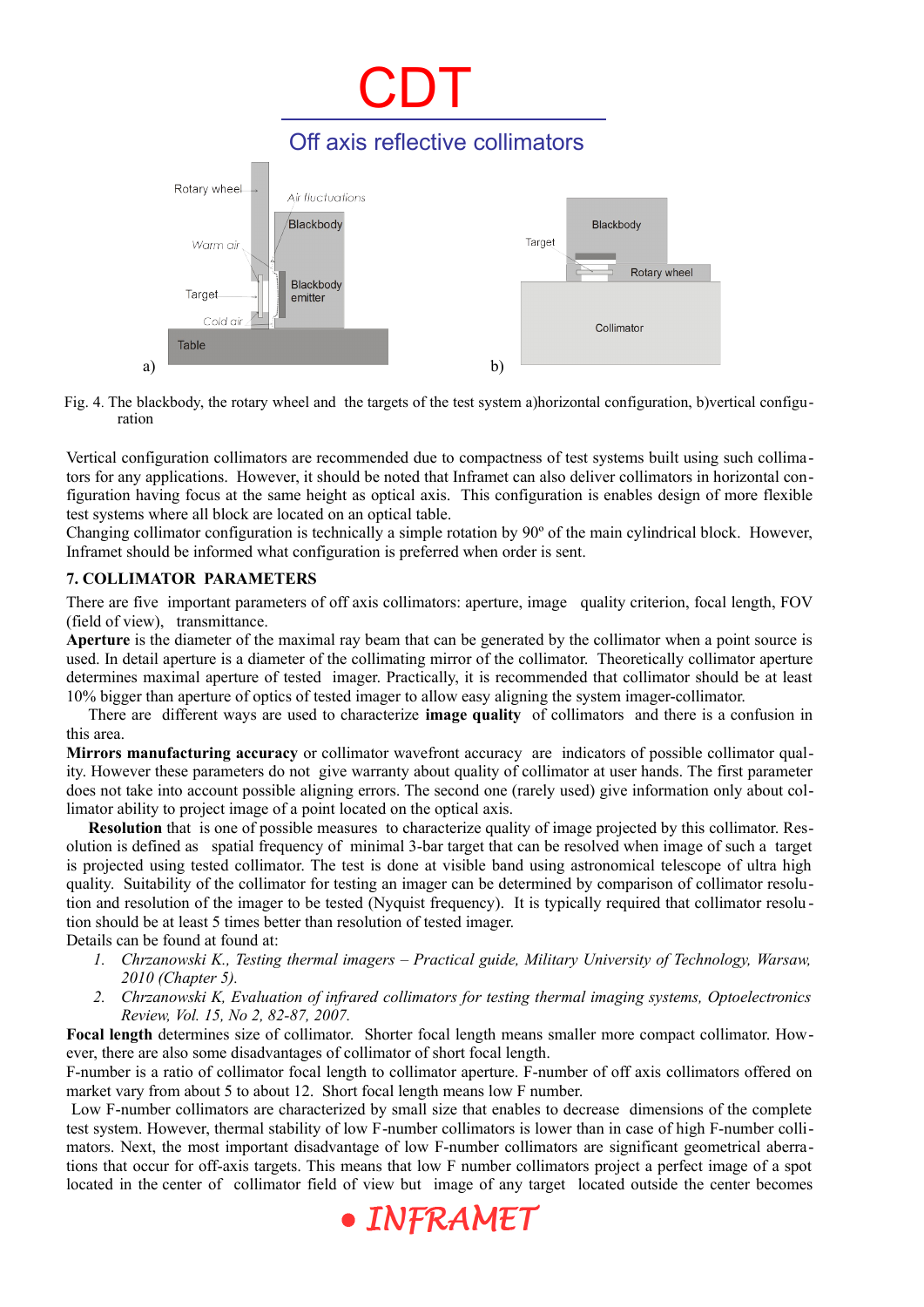Fig. 4. The blackbody, the rotary wheel and the targets of the test system a)horizontal configuration, b)vertical configuration

Vertical configuration collimators are recommended due to compactness of test systems built using such collimators for any applications. However, it should be noted that Inframet can also deliver collimators in horizontal configuration having focus at the same height as optical axis. This configuration is enables design of more flexible test systems where all block are located on an optical table.
Changing collimator configuration is technically a simple rotation by 90º of the main cylindrical block. However, Inframet should be informed what configuration is preferred when order is sent.

### 7. COLLIMATOR PARAMETERS

There are five important parameters of off axis collimators: aperture, image quality criterion, focal length, FOV (field of view), transmittance.

**Aperture** is the diameter of the maximal ray beam that can be generated by the collimator when a point source is used. In detail aperture is a diameter of the collimating mirror of the collimator. Theoretically collimator aperture determines maximal aperture of tested imager. Practically, it is recommended that collimator should be at least 10% bigger than aperture of optics of tested imager to allow easy aligning the system imager-collimator.

There are different ways are used to characterize **image quality** of collimators and there is a confusion in this area.

**Mirrors manufacturing accuracy** or collimator wavefront accuracy are indicators of possible collimator quality. However these parameters do not give warranty about quality of collimator at user hands. The first parameter does not take into account possible aligning errors. The second one (rarely used) give information only about collimator ability to project image of a point located on the optical axis.

**Resolution** that is one of possible measures to characterize quality of image projected by this collimator. Resolution is defined as spatial frequency of minimal 3-bar target that can be resolved when image of such a target is projected using tested collimator. The test is done at visible band using astronomical telescope of ultra high quality. Suitability of the collimator for testing an imager can be determined by comparison of collimator resolution and resolution of the imager to be tested (Nyquist frequency). It is typically required that collimator resolution should be at least 5 times better than resolution of tested imager.

Details can be found at found at:

1. *Chrzanowski K., Testing thermal imagers – Practical guide, Military University of Technology, Warsaw, 2010 (Chapter 5).*
2. *Chrzanowski K, Evaluation of infrared collimators for testing thermal imaging systems, Optoelectronics Review, Vol. 15, No 2, 82-87, 2007.*

**Focal length** determines size of collimator. Shorter focal length means smaller more compact collimator. However, there are also some disadvantages of collimator of short focal length.

F-number is a ratio of collimator focal length to collimator aperture. F-number of off axis collimators offered on market vary from about 5 to about 12. Short focal length means low F number.

Low F-number collimators are characterized by small size that enables to decrease dimensions of the complete test system. However, thermal stability of low F-number collimators is lower than in case of high F-number collimators. Next, the most important disadvantage of low F-number collimators are significant geometrical aberrations that occur for off-axis targets. This means that low F number collimators project a perfect image of a spot located in the center of collimator field of view but image of any target located outside the center becomes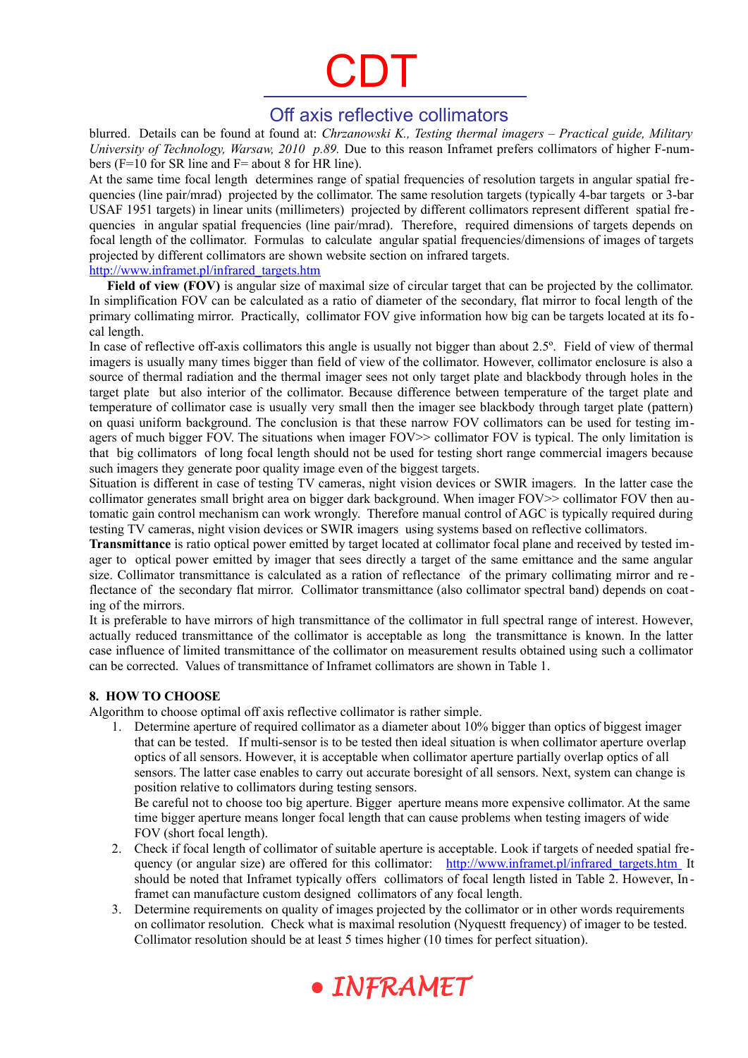blurred. Details can be found at found at: *Chrzanowski K., Testing thermal imagers – Practical guide, Military University of Technology, Warsaw, 2010 p.89.* Due to this reason Inframet prefers collimators of higher F-numbers (F=10 for SR line and F= about 8 for HR line).

At the same time focal length determines range of spatial frequencies of resolution targets in angular spatial frequencies (line pair/mrad) projected by the collimator. The same resolution targets (typically 4-bar targets or 3-bar USAF 1951 targets) in linear units (millimeters) projected by different collimators represent different spatial frequencies in angular spatial frequencies (line pair/mrad). Therefore, required dimensions of targets depends on focal length of the collimator. Formulas to calculate angular spatial frequencies/dimensions of images of targets projected by different collimators are shown website section on infrared targets.

http://www.inframet.pl/infrared_targets.htm

**Field of view (FOV)** is angular size of maximal size of circular target that can be projected by the collimator. In simplification FOV can be calculated as a ratio of diameter of the secondary, flat mirror to focal length of the primary collimating mirror. Practically, collimator FOV give information how big can be targets located at its focal length.

In case of reflective off-axis collimators this angle is usually not bigger than about 2.5º. Field of view of thermal imagers is usually many times bigger than field of view of the collimator. However, collimator enclosure is also a source of thermal radiation and the thermal imager sees not only target plate and blackbody through holes in the target plate but also interior of the collimator. Because difference between temperature of the target plate and temperature of collimator case is usually very small then the imager see blackbody through target plate (pattern) on quasi uniform background. The conclusion is that these narrow FOV collimators can be used for testing imagers of much bigger FOV. The situations when imager FOV>> collimator FOV is typical. The only limitation is that big collimators of long focal length should not be used for testing short range commercial imagers because such imagers they generate poor quality image even of the biggest targets.

Situation is different in case of testing TV cameras, night vision devices or SWIR imagers. In the latter case the collimator generates small bright area on bigger dark background. When imager FOV>> collimator FOV then automatic gain control mechanism can work wrongly. Therefore manual control of AGC is typically required during testing TV cameras, night vision devices or SWIR imagers using systems based on reflective collimators.

**Transmittance** is ratio optical power emitted by target located at collimator focal plane and received by tested imager to optical power emitted by imager that sees directly a target of the same emittance and the same angular size. Collimator transmittance is calculated as a ration of reflectance of the primary collimating mirror and reflectance of the secondary flat mirror. Collimator transmittance (also collimator spectral band) depends on coating of the mirrors.

It is preferable to have mirrors of high transmittance of the collimator in full spectral range of interest. However, actually reduced transmittance of the collimator is acceptable as long the transmittance is known. In the latter case influence of limited transmittance of the collimator on measurement results obtained using such a collimator can be corrected. Values of transmittance of Inframet collimators are shown in Table 1.

## 8. HOW TO CHOOSE

Algorithm to choose optimal off axis reflective collimator is rather simple.

1. Determine aperture of required collimator as a diameter about 10% bigger than optics of biggest imager that can be tested. If multi-sensor is to be tested then ideal situation is when collimator aperture overlap optics of all sensors. However, it is acceptable when collimator aperture partially overlap optics of all sensors. The latter case enables to carry out accurate boresight of all sensors. Next, system can change is position relative to collimators during testing sensors.

   Be careful not to choose too big aperture. Bigger aperture means more expensive collimator. At the same time bigger aperture means longer focal length that can cause problems when testing imagers of wide FOV (short focal length).
2. Check if focal length of collimator of suitable aperture is acceptable. Look if targets of needed spatial frequency (or angular size) are offered for this collimator: http://www.inframet.pl/infrared_targets.htm It should be noted that Inframet typically offers collimators of focal length listed in Table 2. However, Inframet can manufacture custom designed collimators of any focal length.
3. Determine requirements on quality of images projected by the collimator or in other words requirements on collimator resolution. Check what is maximal resolution (Nyquestt frequency) of imager to be tested. Collimator resolution should be at least 5 times higher (10 times for perfect situation).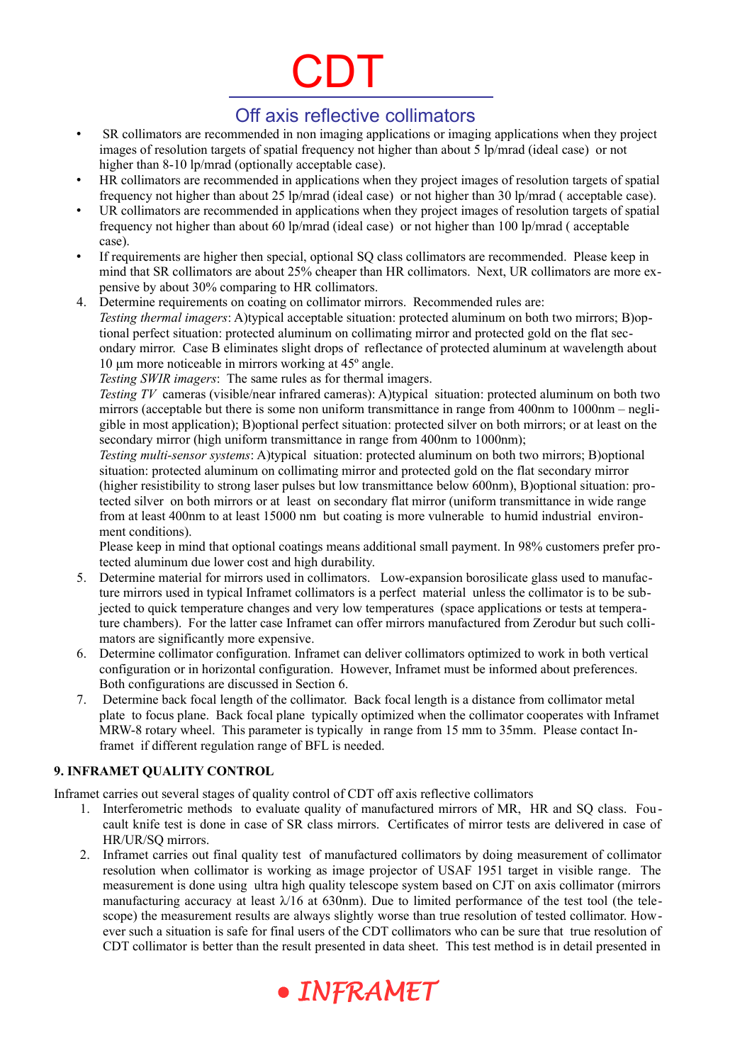- SR collimators are recommended in non imaging applications or imaging applications when they project images of resolution targets of spatial frequency not higher than about 5 lp/mrad (ideal case) or not higher than 8-10 lp/mrad (optionally acceptable case).
- HR collimators are recommended in applications when they project images of resolution targets of spatial frequency not higher than about 25 lp/mrad (ideal case) or not higher than 30 lp/mrad ( acceptable case).
- UR collimators are recommended in applications when they project images of resolution targets of spatial frequency not higher than about 60 lp/mrad (ideal case) or not higher than 100 lp/mrad ( acceptable case).
- If requirements are higher then special, optional SQ class collimators are recommended. Please keep in mind that SR collimators are about 25% cheaper than HR collimators. Next, UR collimators are more expensive by about 30% comparing to HR collimators.

4. Determine requirements on coating on collimator mirrors. Recommended rules are:
   *Testing thermal imagers*: A)typical acceptable situation: protected aluminum on both two mirrors; B)optional perfect situation: protected aluminum on collimating mirror and protected gold on the flat secondary mirror. Case B eliminates slight drops of reflectance of protected aluminum at wavelength about 10 µm more noticeable in mirrors working at 45º angle.
   *Testing SWIR imagers*: The same rules as for thermal imagers.
   *Testing TV* cameras (visible/near infrared cameras): A)typical situation: protected aluminum on both two mirrors (acceptable but there is some non uniform transmittance in range from 400nm to 1000nm – negligible in most application); B)optional perfect situation: protected silver on both mirrors; or at least on the secondary mirror (high uniform transmittance in range from 400nm to 1000nm);
   *Testing multi-sensor systems*: A)typical situation: protected aluminum on both two mirrors; B)optional situation: protected aluminum on collimating mirror and protected gold on the flat secondary mirror (higher resistibility to strong laser pulses but low transmittance below 600nm), B)optional situation: protected silver on both mirrors or at least on secondary flat mirror (uniform transmittance in wide range from at least 400nm to at least 15000 nm but coating is more vulnerable to humid industrial environment conditions).
   Please keep in mind that optional coatings means additional small payment. In 98% customers prefer protected aluminum due lower cost and high durability.
5. Determine material for mirrors used in collimators. Low-expansion borosilicate glass used to manufacture mirrors used in typical Inframet collimators is a perfect material unless the collimator is to be subjected to quick temperature changes and very low temperatures (space applications or tests at temperature chambers). For the latter case Inframet can offer mirrors manufactured from Zerodur but such collimators are significantly more expensive.
6. Determine collimator configuration. Inframet can deliver collimators optimized to work in both vertical configuration or in horizontal configuration. However, Inframet must be informed about preferences. Both configurations are discussed in Section 6.
7. Determine back focal length of the collimator. Back focal length is a distance from collimator metal plate to focus plane. Back focal plane typically optimized when the collimator cooperates with Inframet MRW-8 rotary wheel. This parameter is typically in range from 15 mm to 35mm. Please contact Inframet if different regulation range of BFL is needed.

## 9. INFRAMET QUALITY CONTROL

Inframet carries out several stages of quality control of CDT off axis reflective collimators

1. Interferometric methods to evaluate quality of manufactured mirrors of MR, HR and SQ class. Foucault knife test is done in case of SR class mirrors. Certificates of mirror tests are delivered in case of HR/UR/SQ mirrors.
2. Inframet carries out final quality test of manufactured collimators by doing measurement of collimator resolution when collimator is working as image projector of USAF 1951 target in visible range. The measurement is done using ultra high quality telescope system based on CJT on axis collimator (mirrors manufacturing accuracy at least $\lambda/16$ at 630nm). Due to limited performance of the test tool (the telescope) the measurement results are always slightly worse than true resolution of tested collimator. However such a situation is safe for final users of the CDT collimators who can be sure that true resolution of CDT collimator is better than the result presented in data sheet. This test method is in detail presented in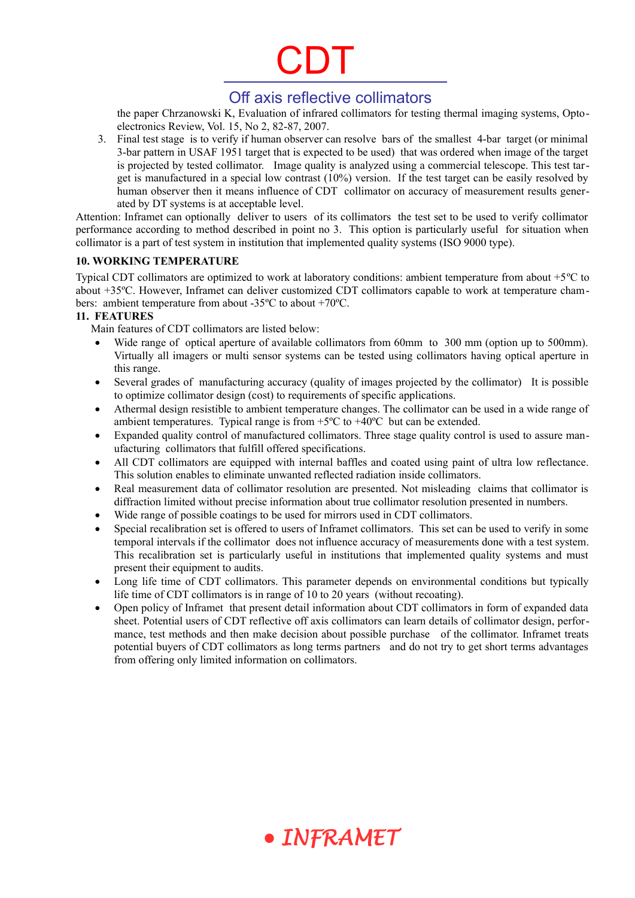the paper Chrzanowski K, Evaluation of infrared collimators for testing thermal imaging systems, Optoelectronics Review, Vol. 15, No 2, 82-87, 2007.

3. Final test stage is to verify if human observer can resolve bars of the smallest 4-bar target (or minimal 3-bar pattern in USAF 1951 target that is expected to be used) that was ordered when image of the target is projected by tested collimator. Image quality is analyzed using a commercial telescope. This test target is manufactured in a special low contrast (10%) version. If the test target can be easily resolved by human observer then it means influence of CDT collimator on accuracy of measurement results generated by DT systems is at acceptable level.

Attention: Inframet can optionally deliver to users of its collimators the test set to be used to verify collimator performance according to method described in point no 3. This option is particularly useful for situation when collimator is a part of test system in institution that implemented quality systems (ISO 9000 type).

**10. WORKING TEMPERATURE**

Typical CDT collimators are optimized to work at laboratory conditions: ambient temperature from about +5ºC to about +35ºC. However, Inframet can deliver customized CDT collimators capable to work at temperature chambers: ambient temperature from about -35ºC to about +70ºC.

**11. FEATURES**

Main features of CDT collimators are listed below:

- Wide range of optical aperture of available collimators from 60mm to 300 mm (option up to 500mm). Virtually all imagers or multi sensor systems can be tested using collimators having optical aperture in this range.
- Several grades of manufacturing accuracy (quality of images projected by the collimator) It is possible to optimize collimator design (cost) to requirements of specific applications.
- Athermal design resistible to ambient temperature changes. The collimator can be used in a wide range of ambient temperatures. Typical range is from +5ºC to +40ºC but can be extended.
- Expanded quality control of manufactured collimators. Three stage quality control is used to assure manufacturing collimators that fulfill offered specifications.
- All CDT collimators are equipped with internal baffles and coated using paint of ultra low reflectance. This solution enables to eliminate unwanted reflected radiation inside collimators.
- Real measurement data of collimator resolution are presented. Not misleading claims that collimator is diffraction limited without precise information about true collimator resolution presented in numbers.
- Wide range of possible coatings to be used for mirrors used in CDT collimators.
- Special recalibration set is offered to users of Inframet collimators. This set can be used to verify in some temporal intervals if the collimator does not influence accuracy of measurements done with a test system. This recalibration set is particularly useful in institutions that implemented quality systems and must present their equipment to audits.
- Long life time of CDT collimators. This parameter depends on environmental conditions but typically life time of CDT collimators is in range of 10 to 20 years (without recoating).
- Open policy of Inframet that present detail information about CDT collimators in form of expanded data sheet. Potential users of CDT reflective off axis collimators can learn details of collimator design, performance, test methods and then make decision about possible purchase of the collimator. Inframet treats potential buyers of CDT collimators as long terms partners and do not try to get short terms advantages from offering only limited information on collimators.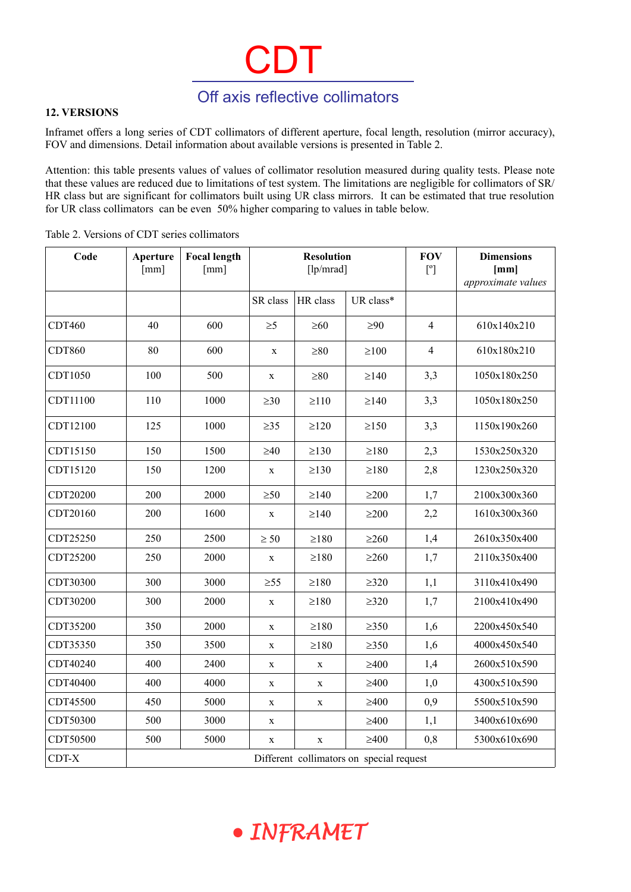# CDT

## Off axis reflective collimators

### 12. VERSIONS

Inframet offers a long series of CDT collimators of different aperture, focal length, resolution (mirror accuracy), FOV and dimensions. Detail information about available versions is presented in Table 2.

Attention: this table presents values of values of collimator resolution measured during quality tests. Please note that these values are reduced due to limitations of test system. The limitations are negligible for collimators of SR/ HR class but are significant for collimators built using UR class mirrors. It can be estimated that true resolution for UR class collimators can be even 50% higher comparing to values in table below.

Table 2. Versions of CDT series collimators

| Code | Aperture [mm] | Focal length [mm] | Resolution [lp/mrad] | | | FOV [º] | Dimensions [mm] *approximate values* |
|---|---|---|---|---|---|---|---|
| | | | SR class | HR class | UR class* | | |
| CDT460 | 40 | 600 | ≥5 | ≥60 | ≥90 | 4 | 610x140x210 |
| CDT860 | 80 | 600 | x | ≥80 | ≥100 | 4 | 610x180x210 |
| CDT1050 | 100 | 500 | x | ≥80 | ≥140 | 3,3 | 1050x180x250 |
| CDT11100 | 110 | 1000 | ≥30 | ≥110 | ≥140 | 3,3 | 1050x180x250 |
| CDT12100 | 125 | 1000 | ≥35 | ≥120 | ≥150 | 3,3 | 1150x190x260 |
| CDT15150 | 150 | 1500 | ≥40 | ≥130 | ≥180 | 2,3 | 1530x250x320 |
| CDT15120 | 150 | 1200 | x | ≥130 | ≥180 | 2,8 | 1230x250x320 |
| CDT20200 | 200 | 2000 | ≥50 | ≥140 | ≥200 | 1,7 | 2100x300x360 |
| CDT20160 | 200 | 1600 | x | ≥140 | ≥200 | 2,2 | 1610x300x360 |
| CDT25250 | 250 | 2500 | ≥ 50 | ≥180 | ≥260 | 1,4 | 2610x350x400 |
| CDT25200 | 250 | 2000 | x | ≥180 | ≥260 | 1,7 | 2110x350x400 |
| CDT30300 | 300 | 3000 | ≥55 | ≥180 | ≥320 | 1,1 | 3110x410x490 |
| CDT30200 | 300 | 2000 | x | ≥180 | ≥320 | 1,7 | 2100x410x490 |
| CDT35200 | 350 | 2000 | x | ≥180 | ≥350 | 1,6 | 2200x450x540 |
| CDT35350 | 350 | 3500 | x | ≥180 | ≥350 | 1,6 | 4000x450x540 |
| CDT40240 | 400 | 2400 | x | x | ≥400 | 1,4 | 2600x510x590 |
| CDT40400 | 400 | 4000 | x | x | ≥400 | 1,0 | 4300x510x590 |
| CDT45500 | 450 | 5000 | x | x | ≥400 | 0,9 | 5500x510x590 |
| CDT50300 | 500 | 3000 | x | | ≥400 | 1,1 | 3400x610x690 |
| CDT50500 | 500 | 5000 | x | x | ≥400 | 0,8 | 5300x610x690 |
| CDT-X | Different collimators on special request | | | | | | |

INFRAMET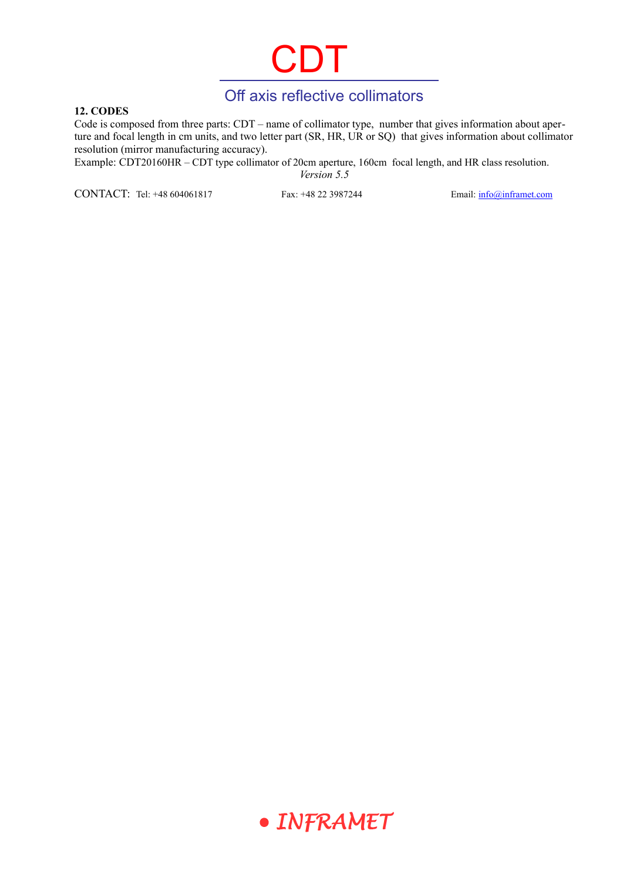## 12. CODES

Code is composed from three parts: CDT – name of collimator type, number that gives information about aperture and focal length in cm units, and two letter part (SR, HR, UR or SQ) that gives information about collimator resolution (mirror manufacturing accuracy).

Example: CDT20160HR – CDT type collimator of 20cm aperture, 160cm focal length, and HR class resolution.

*Version 5.5*

CONTACT: Tel: +48 604061817 Fax: +48 22 3987244 Email: info@inframet.com